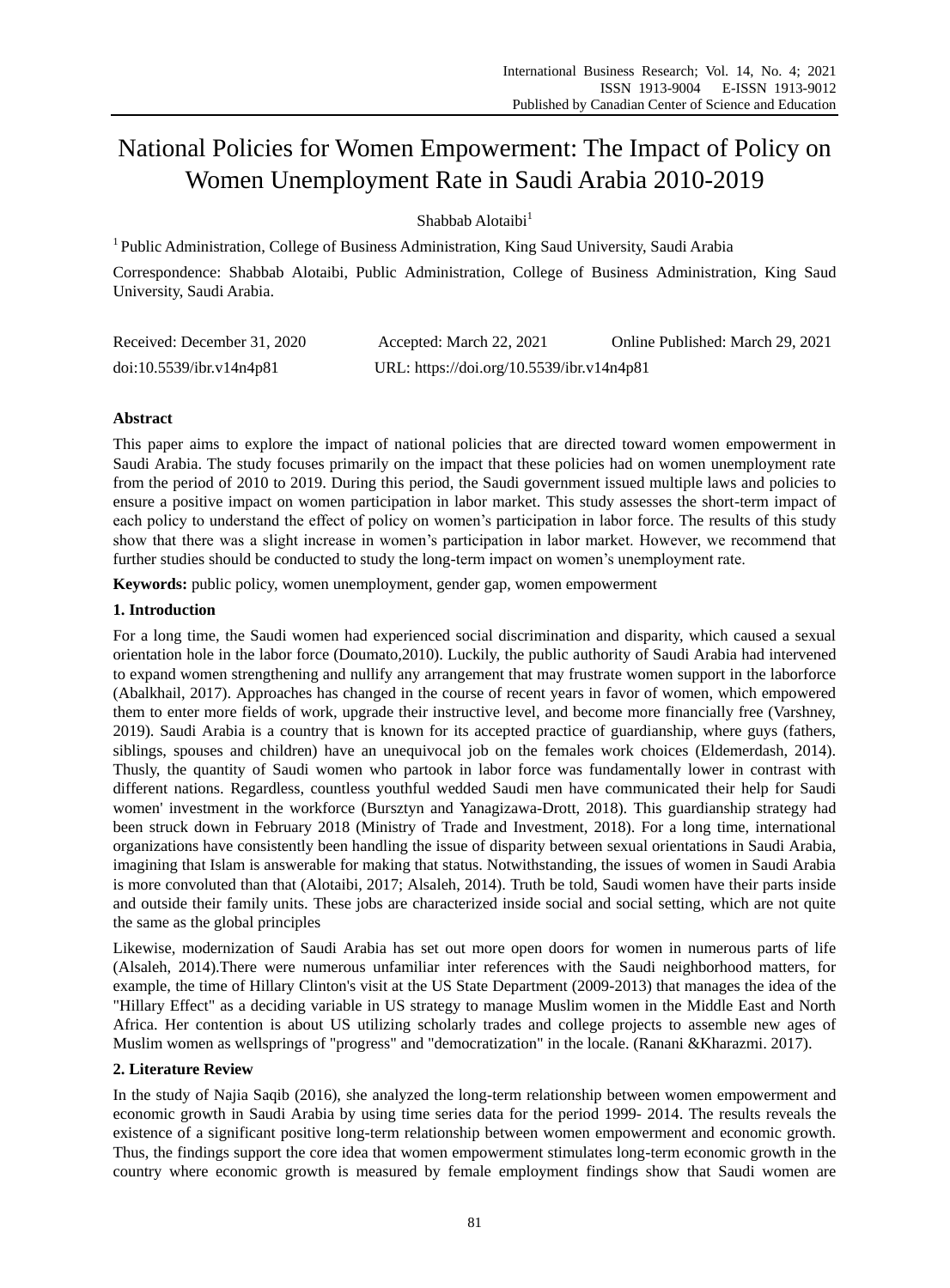# National Policies for Women Empowerment: The Impact of Policy on Women Unemployment Rate in Saudi Arabia 2010-2019

Shabbab Alotaibi[1]

[1] Public Administration, College of Business Administration, King Saud University, Saudi Arabia

Correspondence: Shabbab Alotaibi, Public Administration, College of Business Administration, King Saud University, Saudi Arabia.

Received: December 31, 2020 Accepted: March 22, 2021 Online Published: March 29, 2021

doi:10.5539/ibr.v14n4p81 URL: https://doi.org/10.5539/ibr.v14n4p81

## Abstract

This paper aims to explore the impact of national policies that are directed toward women empowerment in Saudi Arabia. The study focuses primarily on the impact that these policies had on women unemployment rate from the period of 2010 to 2019. During this period, the Saudi government issued multiple laws and policies to ensure a positive impact on women participation in labor market. This study assesses the short-term impact of each policy to understand the effect of policy on women's participation in labor force. The results of this study show that there was a slight increase in women's participation in labor market. However, we recommend that further studies should be conducted to study the long-term impact on women's unemployment rate.

**Keywords:** public policy, women unemployment, gender gap, women empowerment

## 1. Introduction

For a long time, the Saudi women had experienced social discrimination and disparity, which caused a sexual orientation hole in the labor force (Doumato,2010). Luckily, the public authority of Saudi Arabia had intervened to expand women strengthening and nullify any arrangement that may frustrate women support in the laborforce (Abalkhail, 2017). Approaches has changed in the course of recent years in favor of women, which empowered them to enter more fields of work, upgrade their instructive level, and become more financially free (Varshney, 2019). Saudi Arabia is a country that is known for its accepted practice of guardianship, where guys (fathers, siblings, spouses and children) have an unequivocal job on the females work choices (Eldemerdash, 2014). Thusly, the quantity of Saudi women who partook in labor force was fundamentally lower in contrast with different nations. Regardless, countless youthful wedded Saudi men have communicated their help for Saudi women' investment in the workforce (Bursztyn and Yanagizawa-Drott, 2018). This guardianship strategy had been struck down in February 2018 (Ministry of Trade and Investment, 2018). For a long time, international organizations have consistently been handling the issue of disparity between sexual orientations in Saudi Arabia, imagining that Islam is answerable for making that status. Notwithstanding, the issues of women in Saudi Arabia is more convoluted than that (Alotaibi, 2017; Alsaleh, 2014). Truth be told, Saudi women have their parts inside and outside their family units. These jobs are characterized inside social and social setting, which are not quite the same as the global principles

Likewise, modernization of Saudi Arabia has set out more open doors for women in numerous parts of life (Alsaleh, 2014).There were numerous unfamiliar inter references with the Saudi neighborhood matters, for example, the time of Hillary Clinton's visit at the US State Department (2009-2013) that manages the idea of the "Hillary Effect" as a deciding variable in US strategy to manage Muslim women in the Middle East and North Africa. Her contention is about US utilizing scholarly trades and college projects to assemble new ages of Muslim women as wellsprings of "progress" and "democratization" in the locale. (Ranani &Kharazmi. 2017).

## 2. Literature Review

In the study of Najia Saqib (2016), she analyzed the long-term relationship between women empowerment and economic growth in Saudi Arabia by using time series data for the period 1999- 2014. The results reveals the existence of a significant positive long-term relationship between women empowerment and economic growth. Thus, the findings support the core idea that women empowerment stimulates long-term economic growth in the country where economic growth is measured by female employment findings show that Saudi women are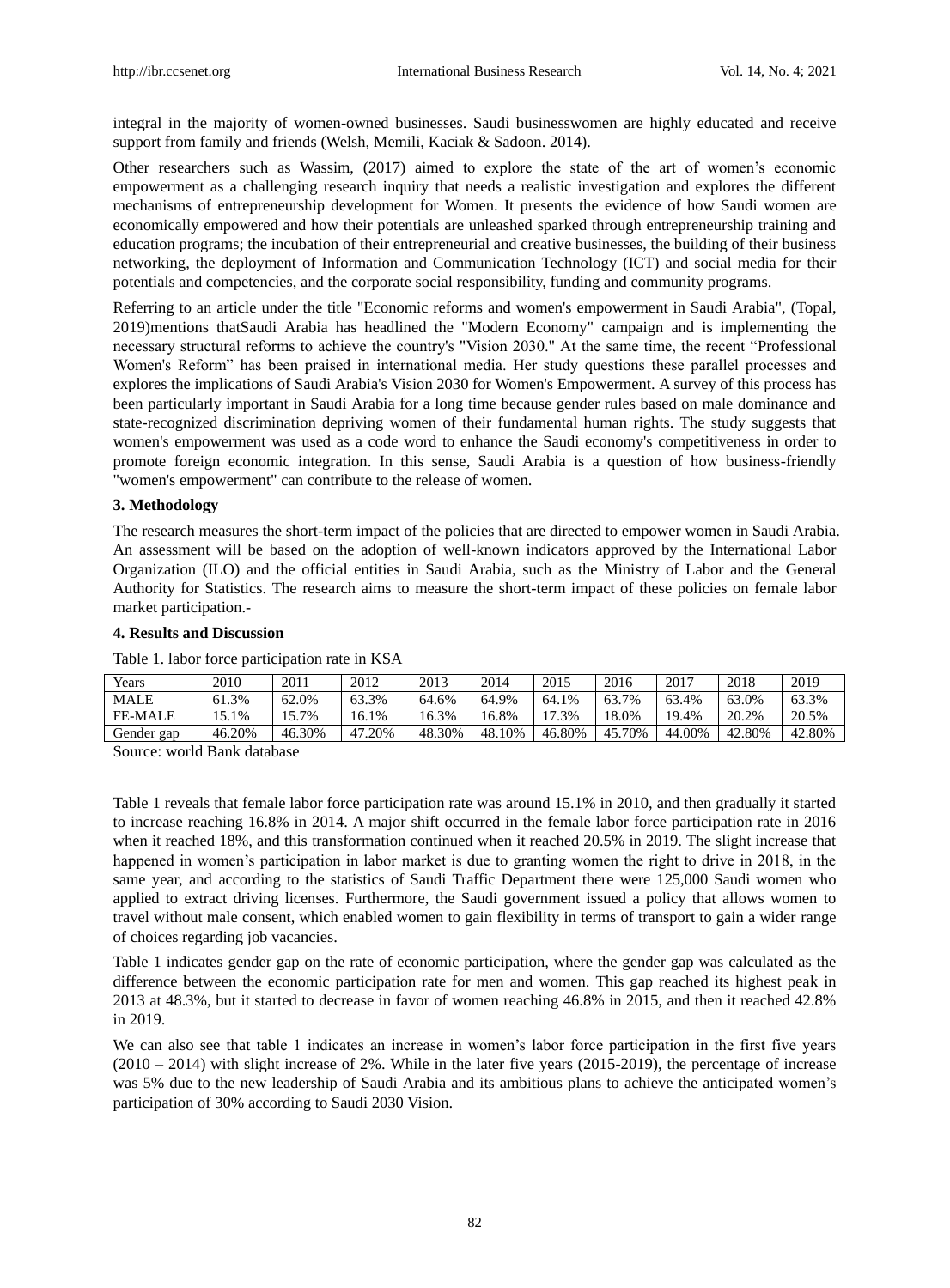integral in the majority of women-owned businesses. Saudi businesswomen are highly educated and receive support from family and friends (Welsh, Memili, Kaciak & Sadoon. 2014).

Other researchers such as Wassim, (2017) aimed to explore the state of the art of women's economic empowerment as a challenging research inquiry that needs a realistic investigation and explores the different mechanisms of entrepreneurship development for Women. It presents the evidence of how Saudi women are economically empowered and how their potentials are unleashed sparked through entrepreneurship training and education programs; the incubation of their entrepreneurial and creative businesses, the building of their business networking, the deployment of Information and Communication Technology (ICT) and social media for their potentials and competencies, and the corporate social responsibility, funding and community programs.

Referring to an article under the title "Economic reforms and women's empowerment in Saudi Arabia", (Topal, 2019)mentions thatSaudi Arabia has headlined the "Modern Economy" campaign and is implementing the necessary structural reforms to achieve the country's "Vision 2030." At the same time, the recent "Professional Women's Reform" has been praised in international media. Her study questions these parallel processes and explores the implications of Saudi Arabia's Vision 2030 for Women's Empowerment. A survey of this process has been particularly important in Saudi Arabia for a long time because gender rules based on male dominance and state-recognized discrimination depriving women of their fundamental human rights. The study suggests that women's empowerment was used as a code word to enhance the Saudi economy's competitiveness in order to promote foreign economic integration. In this sense, Saudi Arabia is a question of how business-friendly "women's empowerment" can contribute to the release of women.

### 3. Methodology

The research measures the short-term impact of the policies that are directed to empower women in Saudi Arabia. An assessment will be based on the adoption of well-known indicators approved by the International Labor Organization (ILO) and the official entities in Saudi Arabia, such as the Ministry of Labor and the General Authority for Statistics. The research aims to measure the short-term impact of these policies on female labor market participation.-

### 4. Results and Discussion

Table 1. labor force participation rate in KSA

| Years | 2010 | 2011 | 2012 | 2013 | 2014 | 2015 | 2016 | 2017 | 2018 | 2019 |
|---|---|---|---|---|---|---|---|---|---|---|
| MALE | 61.3% | 62.0% | 63.3% | 64.6% | 64.9% | 64.1% | 63.7% | 63.4% | 63.0% | 63.3% |
| FE-MALE | 15.1% | 15.7% | 16.1% | 16.3% | 16.8% | 17.3% | 18.0% | 19.4% | 20.2% | 20.5% |
| Gender gap | 46.20% | 46.30% | 47.20% | 48.30% | 48.10% | 46.80% | 45.70% | 44.00% | 42.80% | 42.80% |

Source: world Bank database

Table 1 reveals that female labor force participation rate was around 15.1% in 2010, and then gradually it started to increase reaching 16.8% in 2014. A major shift occurred in the female labor force participation rate in 2016 when it reached 18%, and this transformation continued when it reached 20.5% in 2019. The slight increase that happened in women's participation in labor market is due to granting women the right to drive in 2018, in the same year, and according to the statistics of Saudi Traffic Department there were 125,000 Saudi women who applied to extract driving licenses. Furthermore, the Saudi government issued a policy that allows women to travel without male consent, which enabled women to gain flexibility in terms of transport to gain a wider range of choices regarding job vacancies.

Table 1 indicates gender gap on the rate of economic participation, where the gender gap was calculated as the difference between the economic participation rate for men and women. This gap reached its highest peak in 2013 at 48.3%, but it started to decrease in favor of women reaching 46.8% in 2015, and then it reached 42.8% in 2019.

We can also see that table 1 indicates an increase in women's labor force participation in the first five years (2010 – 2014) with slight increase of 2%. While in the later five years (2015-2019), the percentage of increase was 5% due to the new leadership of Saudi Arabia and its ambitious plans to achieve the anticipated women's participation of 30% according to Saudi 2030 Vision.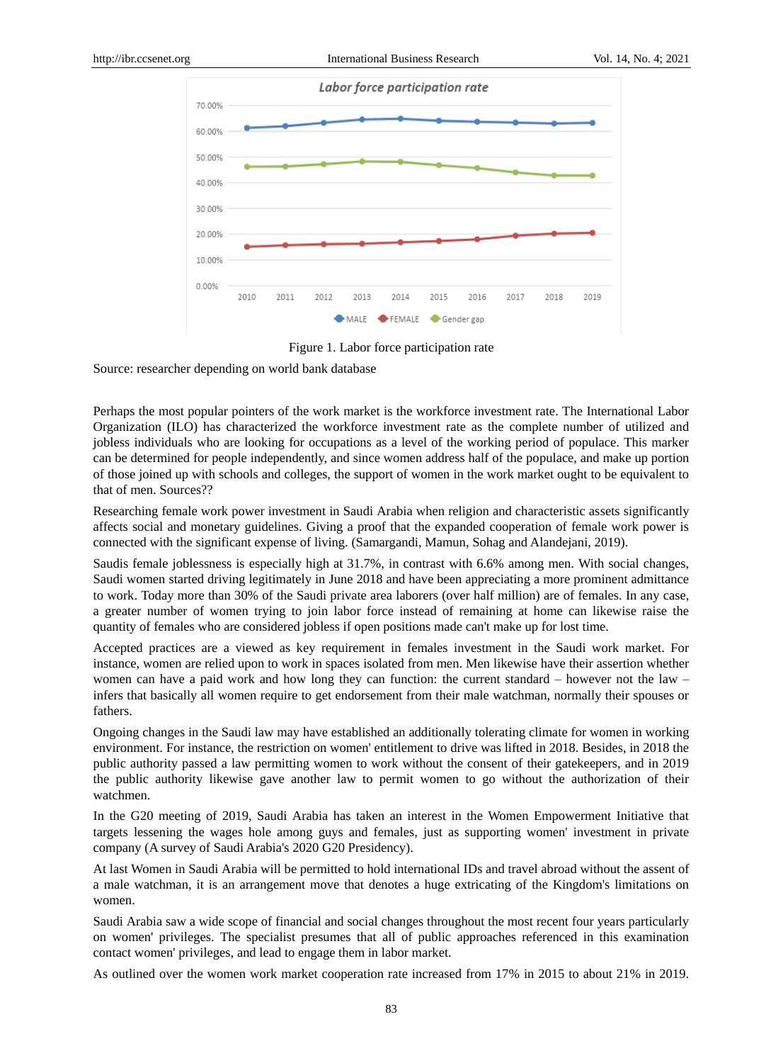Figure 1. Labor force participation rate

Source: researcher depending on world bank database

Perhaps the most popular pointers of the work market is the workforce investment rate. The International Labor Organization (ILO) has characterized the workforce investment rate as the complete number of utilized and jobless individuals who are looking for occupations as a level of the working period of populace. This marker can be determined for people independently, and since women address half of the populace, and make up portion of those joined up with schools and colleges, the support of women in the work market ought to be equivalent to that of men. Sources??

Researching female work power investment in Saudi Arabia when religion and characteristic assets significantly affects social and monetary guidelines. Giving a proof that the expanded cooperation of female work power is connected with the significant expense of living. (Samargandi, Mamun, Sohag and Alandejani, 2019).

Saudis female joblessness is especially high at 31.7%, in contrast with 6.6% among men. With social changes, Saudi women started driving legitimately in June 2018 and have been appreciating a more prominent admittance to work. Today more than 30% of the Saudi private area laborers (over half million) are of females. In any case, a greater number of women trying to join labor force instead of remaining at home can likewise raise the quantity of females who are considered jobless if open positions made can't make up for lost time.

Accepted practices are a viewed as key requirement in females investment in the Saudi work market. For instance, women are relied upon to work in spaces isolated from men. Men likewise have their assertion whether women can have a paid work and how long they can function: the current standard – however not the law – infers that basically all women require to get endorsement from their male watchman, normally their spouses or fathers.

Ongoing changes in the Saudi law may have established an additionally tolerating climate for women in working environment. For instance, the restriction on women' entitlement to drive was lifted in 2018. Besides, in 2018 the public authority passed a law permitting women to work without the consent of their gatekeepers, and in 2019 the public authority likewise gave another law to permit women to go without the authorization of their watchmen.

In the G20 meeting of 2019, Saudi Arabia has taken an interest in the Women Empowerment Initiative that targets lessening the wages hole among guys and females, just as supporting women' investment in private company (A survey of Saudi Arabia's 2020 G20 Presidency).

At last Women in Saudi Arabia will be permitted to hold international IDs and travel abroad without the assent of a male watchman, it is an arrangement move that denotes a huge extricating of the Kingdom's limitations on women.

Saudi Arabia saw a wide scope of financial and social changes throughout the most recent four years particularly on women' privileges. The specialist presumes that all of public approaches referenced in this examination contact women' privileges, and lead to engage them in labor market.

As outlined over the women work market cooperation rate increased from 17% in 2015 to about 21% in 2019.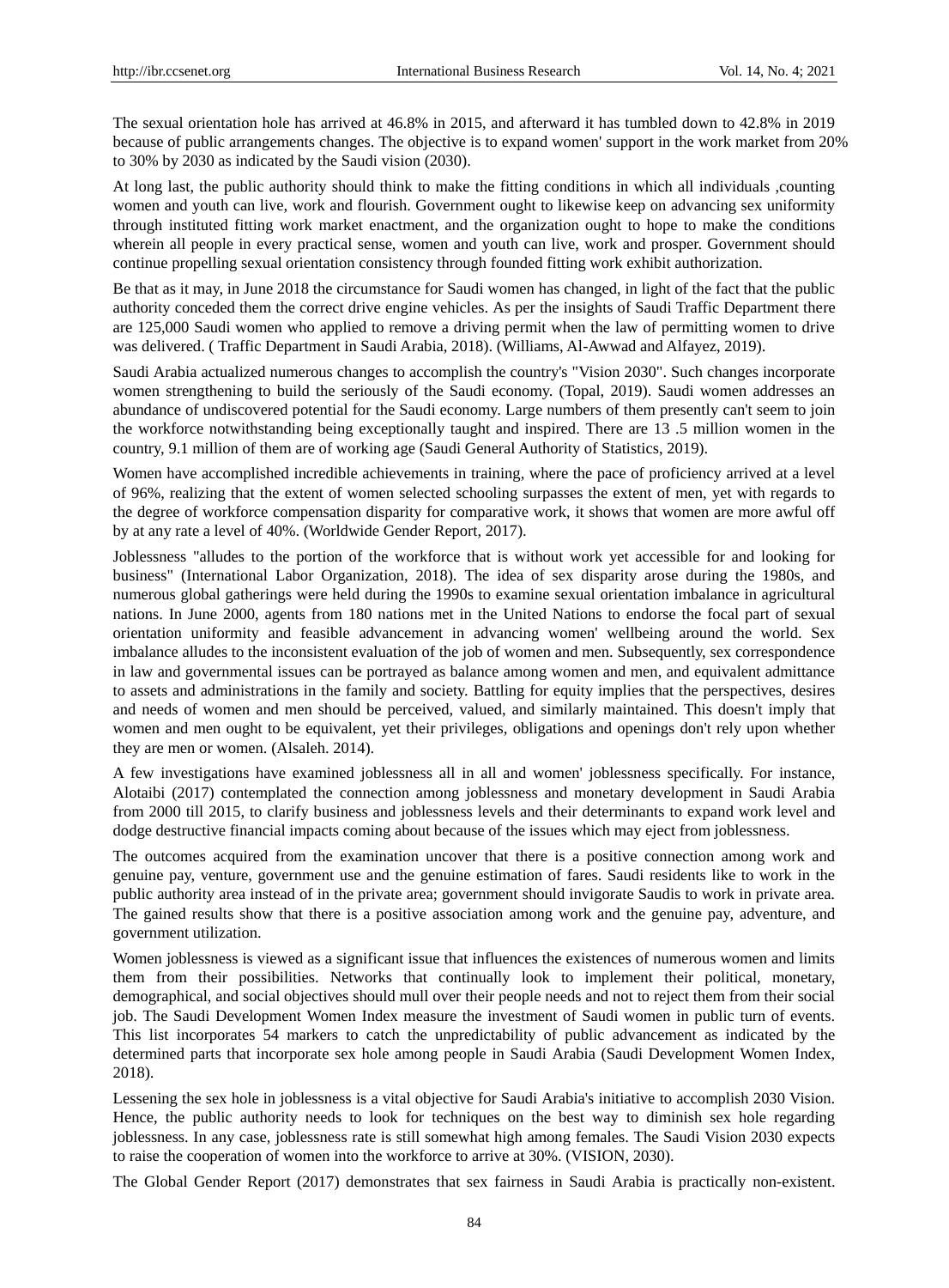The sexual orientation hole has arrived at 46.8% in 2015, and afterward it has tumbled down to 42.8% in 2019 because of public arrangements changes. The objective is to expand women' support in the work market from 20% to 30% by 2030 as indicated by the Saudi vision (2030).

At long last, the public authority should think to make the fitting conditions in which all individuals ,counting women and youth can live, work and flourish. Government ought to likewise keep on advancing sex uniformity through instituted fitting work market enactment, and the organization ought to hope to make the conditions wherein all people in every practical sense, women and youth can live, work and prosper. Government should continue propelling sexual orientation consistency through founded fitting work exhibit authorization.

Be that as it may, in June 2018 the circumstance for Saudi women has changed, in light of the fact that the public authority conceded them the correct drive engine vehicles. As per the insights of Saudi Traffic Department there are 125,000 Saudi women who applied to remove a driving permit when the law of permitting women to drive was delivered. ( Traffic Department in Saudi Arabia, 2018). (Williams, Al-Awwad and Alfayez, 2019).

Saudi Arabia actualized numerous changes to accomplish the country's "Vision 2030". Such changes incorporate women strengthening to build the seriously of the Saudi economy. (Topal, 2019). Saudi women addresses an abundance of undiscovered potential for the Saudi economy. Large numbers of them presently can't seem to join the workforce notwithstanding being exceptionally taught and inspired. There are 13 .5 million women in the country, 9.1 million of them are of working age (Saudi General Authority of Statistics, 2019).

Women have accomplished incredible achievements in training, where the pace of proficiency arrived at a level of 96%, realizing that the extent of women selected schooling surpasses the extent of men, yet with regards to the degree of workforce compensation disparity for comparative work, it shows that women are more awful off by at any rate a level of 40%. (Worldwide Gender Report, 2017).

Joblessness "alludes to the portion of the workforce that is without work yet accessible for and looking for business" (International Labor Organization, 2018). The idea of sex disparity arose during the 1980s, and numerous global gatherings were held during the 1990s to examine sexual orientation imbalance in agricultural nations. In June 2000, agents from 180 nations met in the United Nations to endorse the focal part of sexual orientation uniformity and feasible advancement in advancing women' wellbeing around the world. Sex imbalance alludes to the inconsistent evaluation of the job of women and men. Subsequently, sex correspondence in law and governmental issues can be portrayed as balance among women and men, and equivalent admittance to assets and administrations in the family and society. Battling for equity implies that the perspectives, desires and needs of women and men should be perceived, valued, and similarly maintained. This doesn't imply that women and men ought to be equivalent, yet their privileges, obligations and openings don't rely upon whether they are men or women. (Alsaleh. 2014).

A few investigations have examined joblessness all in all and women' joblessness specifically. For instance, Alotaibi (2017) contemplated the connection among joblessness and monetary development in Saudi Arabia from 2000 till 2015, to clarify business and joblessness levels and their determinants to expand work level and dodge destructive financial impacts coming about because of the issues which may eject from joblessness.

The outcomes acquired from the examination uncover that there is a positive connection among work and genuine pay, venture, government use and the genuine estimation of fares. Saudi residents like to work in the public authority area instead of in the private area; government should invigorate Saudis to work in private area. The gained results show that there is a positive association among work and the genuine pay, adventure, and government utilization.

Women joblessness is viewed as a significant issue that influences the existences of numerous women and limits them from their possibilities. Networks that continually look to implement their political, monetary, demographical, and social objectives should mull over their people needs and not to reject them from their social job. The Saudi Development Women Index measure the investment of Saudi women in public turn of events. This list incorporates 54 markers to catch the unpredictability of public advancement as indicated by the determined parts that incorporate sex hole among people in Saudi Arabia (Saudi Development Women Index, 2018).

Lessening the sex hole in joblessness is a vital objective for Saudi Arabia's initiative to accomplish 2030 Vision. Hence, the public authority needs to look for techniques on the best way to diminish sex hole regarding joblessness. In any case, joblessness rate is still somewhat high among females. The Saudi Vision 2030 expects to raise the cooperation of women into the workforce to arrive at 30%. (VISION, 2030).

The Global Gender Report (2017) demonstrates that sex fairness in Saudi Arabia is practically non-existent.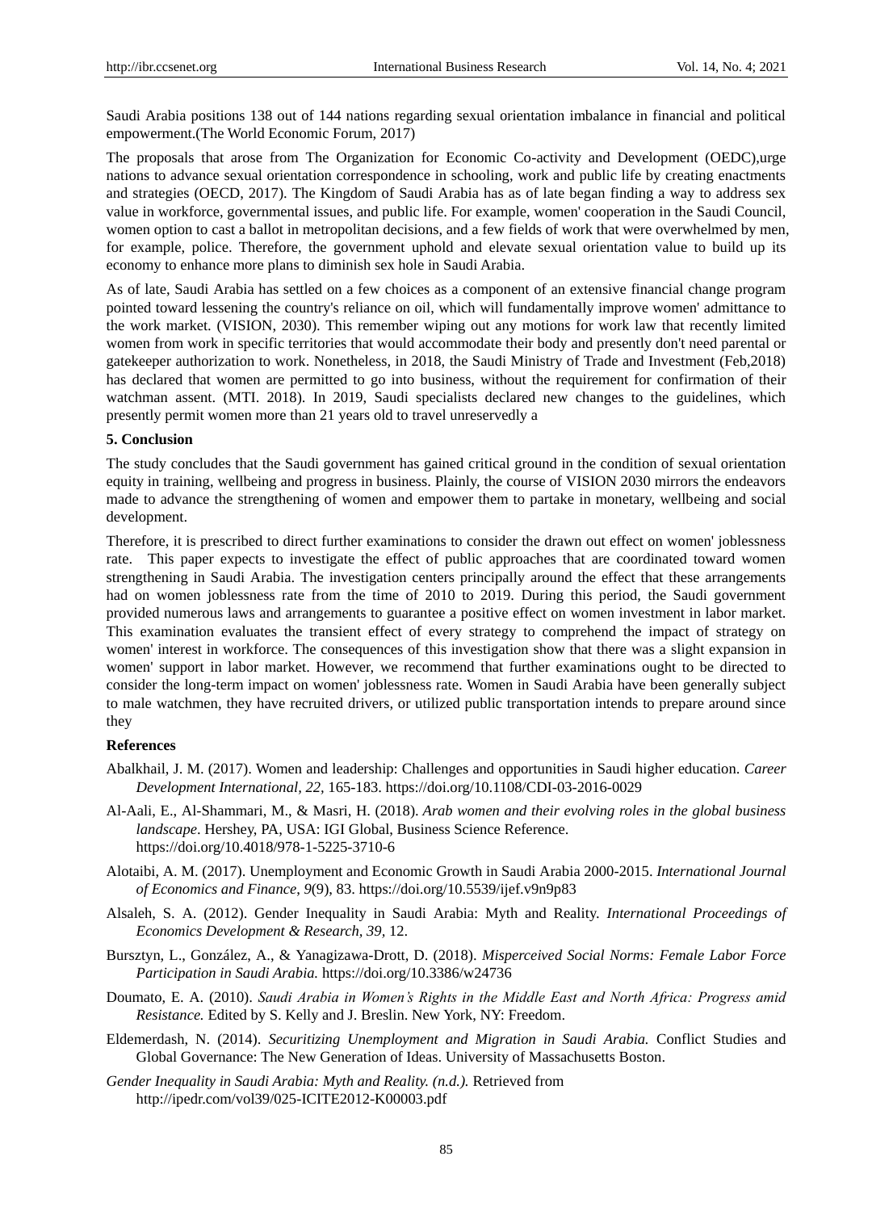Saudi Arabia positions 138 out of 144 nations regarding sexual orientation imbalance in financial and political empowerment.(The World Economic Forum, 2017)

The proposals that arose from The Organization for Economic Co-activity and Development (OEDC),urge nations to advance sexual orientation correspondence in schooling, work and public life by creating enactments and strategies (OECD, 2017). The Kingdom of Saudi Arabia has as of late began finding a way to address sex value in workforce, governmental issues, and public life. For example, women' cooperation in the Saudi Council, women option to cast a ballot in metropolitan decisions, and a few fields of work that were overwhelmed by men, for example, police. Therefore, the government uphold and elevate sexual orientation value to build up its economy to enhance more plans to diminish sex hole in Saudi Arabia.

As of late, Saudi Arabia has settled on a few choices as a component of an extensive financial change program pointed toward lessening the country's reliance on oil, which will fundamentally improve women' admittance to the work market. (VISION, 2030). This remember wiping out any motions for work law that recently limited women from work in specific territories that would accommodate their body and presently don't need parental or gatekeeper authorization to work. Nonetheless, in 2018, the Saudi Ministry of Trade and Investment (Feb,2018) has declared that women are permitted to go into business, without the requirement for confirmation of their watchman assent. (MTI. 2018). In 2019, Saudi specialists declared new changes to the guidelines, which presently permit women more than 21 years old to travel unreservedly a

## 5. Conclusion

The study concludes that the Saudi government has gained critical ground in the condition of sexual orientation equity in training, wellbeing and progress in business. Plainly, the course of VISION 2030 mirrors the endeavors made to advance the strengthening of women and empower them to partake in monetary, wellbeing and social development.

Therefore, it is prescribed to direct further examinations to consider the drawn out effect on women' joblessness rate. This paper expects to investigate the effect of public approaches that are coordinated toward women strengthening in Saudi Arabia. The investigation centers principally around the effect that these arrangements had on women joblessness rate from the time of 2010 to 2019. During this period, the Saudi government provided numerous laws and arrangements to guarantee a positive effect on women investment in labor market. This examination evaluates the transient effect of every strategy to comprehend the impact of strategy on women' interest in workforce. The consequences of this investigation show that there was a slight expansion in women' support in labor market. However, we recommend that further examinations ought to be directed to consider the long-term impact on women' joblessness rate. Women in Saudi Arabia have been generally subject to male watchmen, they have recruited drivers, or utilized public transportation intends to prepare around since they

## References

Abalkhail, J. M. (2017). Women and leadership: Challenges and opportunities in Saudi higher education. *Career Development International*, *22*, 165-183. https://doi.org/10.1108/CDI-03-2016-0029

Al-Aali, E., Al-Shammari, M., & Masri, H. (2018). *Arab women and their evolving roles in the global business landscape*. Hershey, PA, USA: IGI Global, Business Science Reference. https://doi.org/10.4018/978-1-5225-3710-6

Alotaibi, A. M. (2017). Unemployment and Economic Growth in Saudi Arabia 2000-2015. *International Journal of Economics and Finance*, *9*(9), 83. https://doi.org/10.5539/ijef.v9n9p83

Alsaleh, S. A. (2012). Gender Inequality in Saudi Arabia: Myth and Reality. *International Proceedings of Economics Development & Research*, *39*, 12.

Bursztyn, L., González, A., & Yanagizawa-Drott, D. (2018). *Misperceived Social Norms: Female Labor Force Participation in Saudi Arabia.* https://doi.org/10.3386/w24736

Doumato, E. A. (2010). *Saudi Arabia in Women's Rights in the Middle East and North Africa: Progress amid Resistance.* Edited by S. Kelly and J. Breslin. New York, NY: Freedom.

Eldemerdash, N. (2014). *Securitizing Unemployment and Migration in Saudi Arabia.* Conflict Studies and Global Governance: The New Generation of Ideas. University of Massachusetts Boston.

*Gender Inequality in Saudi Arabia: Myth and Reality. (n.d.).* Retrieved from http://ipedr.com/vol39/025-ICITE2012-K00003.pdf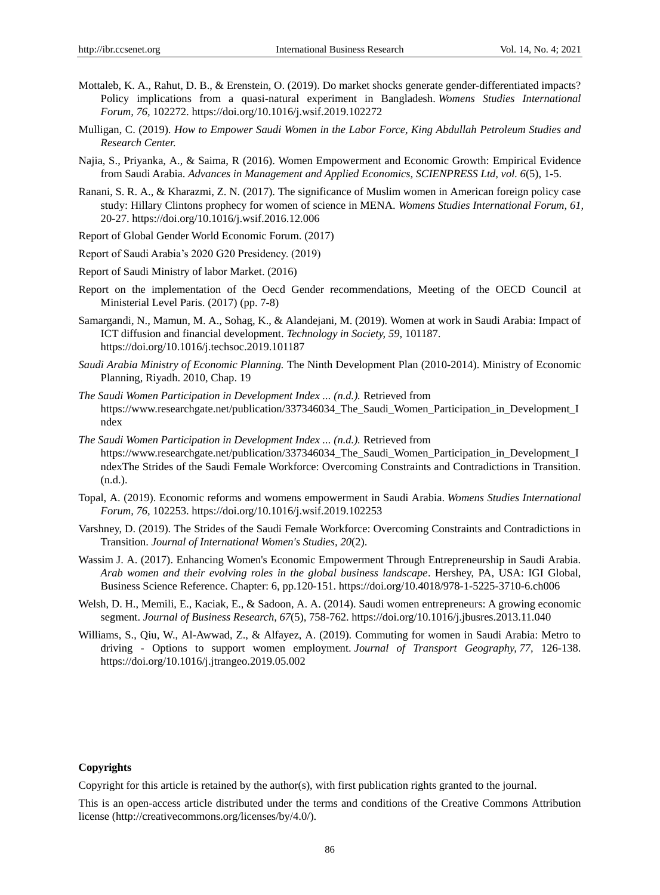Mottaleb, K. A., Rahut, D. B., & Erenstein, O. (2019). Do market shocks generate gender-differentiated impacts? Policy implications from a quasi-natural experiment in Bangladesh. *Womens Studies International Forum, 76*, 102272. https://doi.org/10.1016/j.wsif.2019.102272

Mulligan, C. (2019). *How to Empower Saudi Women in the Labor Force, King Abdullah Petroleum Studies and Research Center.*

Najia, S., Priyanka, A., & Saima, R (2016). Women Empowerment and Economic Growth: Empirical Evidence from Saudi Arabia. *Advances in Management and Applied Economics, SCIENPRESS Ltd, vol. 6*(5), 1-5.

Ranani, S. R. A., & Kharazmi, Z. N. (2017). The significance of Muslim women in American foreign policy case study: Hillary Clintons prophecy for women of science in MENA. *Womens Studies International Forum, 61*, 20-27. https://doi.org/10.1016/j.wsif.2016.12.006

Report of Global Gender World Economic Forum. (2017)

Report of Saudi Arabia's 2020 G20 Presidency. (2019)

Report of Saudi Ministry of labor Market. (2016)

Report on the implementation of the Oecd Gender recommendations, Meeting of the OECD Council at Ministerial Level Paris. (2017) (pp. 7-8)

Samargandi, N., Mamun, M. A., Sohag, K., & Alandejani, M. (2019). Women at work in Saudi Arabia: Impact of ICT diffusion and financial development. *Technology in Society, 59*, 101187. https://doi.org/10.1016/j.techsoc.2019.101187

*Saudi Arabia Ministry of Economic Planning.* The Ninth Development Plan (2010-2014). Ministry of Economic Planning, Riyadh. 2010, Chap. 19

*The Saudi Women Participation in Development Index ... (n.d.).* Retrieved from https://www.researchgate.net/publication/337346034_The_Saudi_Women_Participation_in_Development_Index

*The Saudi Women Participation in Development Index ... (n.d.).* Retrieved from https://www.researchgate.net/publication/337346034_The_Saudi_Women_Participation_in_Development_IndexThe Strides of the Saudi Female Workforce: Overcoming Constraints and Contradictions in Transition. (n.d.).

Topal, A. (2019). Economic reforms and womens empowerment in Saudi Arabia. *Womens Studies International Forum, 76*, 102253. https://doi.org/10.1016/j.wsif.2019.102253

Varshney, D. (2019). The Strides of the Saudi Female Workforce: Overcoming Constraints and Contradictions in Transition. *Journal of International Women's Studies, 20*(2).

Wassim J. A. (2017). Enhancing Women's Economic Empowerment Through Entrepreneurship in Saudi Arabia. *Arab women and their evolving roles in the global business landscape*. Hershey, PA, USA: IGI Global, Business Science Reference. Chapter: 6, pp.120-151. https://doi.org/10.4018/978-1-5225-3710-6.ch006

Welsh, D. H., Memili, E., Kaciak, E., & Sadoon, A. A. (2014). Saudi women entrepreneurs: A growing economic segment. *Journal of Business Research, 67*(5), 758-762. https://doi.org/10.1016/j.jbusres.2013.11.040

Williams, S., Qiu, W., Al-Awwad, Z., & Alfayez, A. (2019). Commuting for women in Saudi Arabia: Metro to driving - Options to support women employment. *Journal of Transport Geography, 77*, 126-138. https://doi.org/10.1016/j.jtrangeo.2019.05.002

**Copyrights**

Copyright for this article is retained by the author(s), with first publication rights granted to the journal.

This is an open-access article distributed under the terms and conditions of the Creative Commons Attribution license (http://creativecommons.org/licenses/by/4.0/).